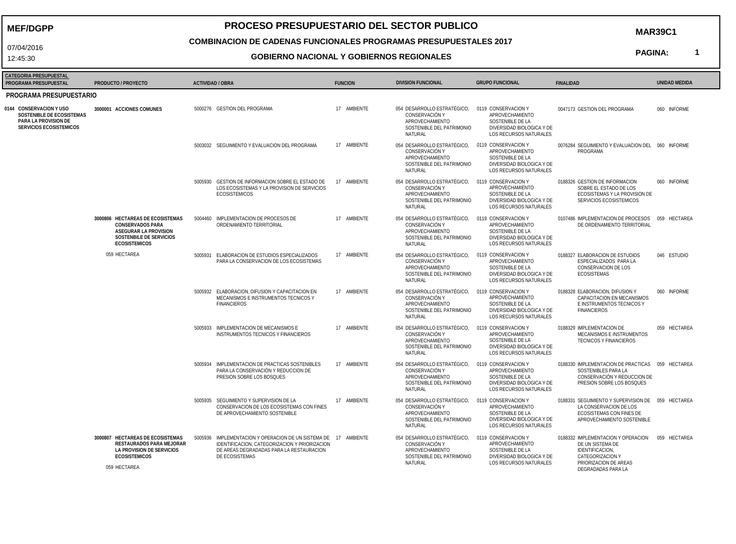**MEF/DGPP**

# PROCESO PRESUPUESTARIO DEL SECTOR PUBLICO

## COMBINACION DE CADENAS FUNCIONALES PROGRAMAS PRESUPUESTALES 2017

## GOBIERNO NACIONAL Y GOBIERNOS REGIONALES

07/04/2016

12:45:30

**MAR39C1**

| CATEGORIA PRESUPUESTAL PROGRAMA PRESUPUESTAL | PRODUCTO / PROYECTO | ACTIVIDAD / OBRA | FUNCION | DIVISION FUNCIONAL | GRUPO FUNCIONAL | FINALIDAD | UNIDAD MEDIDA |
|---|---|---|---|---|---|---|---|
| **PROGRAMA PRESUPUESTARIO** | | | | | | | |
| **0144 CONSERVACION Y USO SOSTENIBLE DE ECOSISTEMAS PARA LA PROVISION DE SERVICIOS ECOSISTEMICOS** | **3000001 ACCIONES COMUNES** | 5000276 GESTION DEL PROGRAMA | 17 AMBIENTE | 054 DESARROLLO ESTRATÉGICO, CONSERVACIÓN Y APROVECHAMIENTO SOSTENIBLE DEL PATRIMONIO NATURAL | 0119 CONSERVACION Y APROVECHAMIENTO SOSTENIBLE DE LA DIVERSIDAD BIOLOGICA Y DE LOS RECURSOS NATURALES | 0047173 GESTION DEL PROGRAMA | 060 INFORME |
| | | 5003032 SEGUIMIENTO Y EVALUACION DEL PROGRAMA | 17 AMBIENTE | 054 DESARROLLO ESTRATÉGICO, CONSERVACIÓN Y APROVECHAMIENTO SOSTENIBLE DEL PATRIMONIO NATURAL | 0119 CONSERVACION Y APROVECHAMIENTO SOSTENIBLE DE LA DIVERSIDAD BIOLOGICA Y DE LOS RECURSOS NATURALES | 0076284 SEGUIMIENTO Y EVALUACION DEL PROGRAMA | 060 INFORME |
| | | 5005930 GESTION DE INFORMACION SOBRE EL ESTADO DE LOS ECOSISTEMAS Y LA PROVISION DE SERVICIOS ECOSISTEMICOS | 17 AMBIENTE | 054 DESARROLLO ESTRATÉGICO, CONSERVACIÓN Y APROVECHAMIENTO SOSTENIBLE DEL PATRIMONIO NATURAL | 0119 CONSERVACION Y APROVECHAMIENTO SOSTENIBLE DE LA DIVERSIDAD BIOLOGICA Y DE LOS RECURSOS NATURALES | 0188326 GESTION DE INFORMACION SOBRE EL ESTADO DE LOS ECOSISTEMAS Y LA PROVISION DE SERVICIOS ECOSISTEMICOS | 060 INFORME |
| | **3000806 HECTAREAS DE ECOSISTEMAS CONSERVADOS PARA ASEGURAR LA PROVISION SOSTENIBLE DE SERVICIOS ECOSISTEMICOS**<br>059 HECTAREA | 5004460 IMPLEMENTACION DE PROCESOS DE ORDENAMIENTO TERRITORIAL | 17 AMBIENTE | 054 DESARROLLO ESTRATÉGICO, CONSERVACIÓN Y APROVECHAMIENTO SOSTENIBLE DEL PATRIMONIO NATURAL | 0119 CONSERVACION Y APROVECHAMIENTO SOSTENIBLE DE LA DIVERSIDAD BIOLOGICA Y DE LOS RECURSOS NATURALES | 0107486 IMPLEMENTACION DE PROCESOS DE ORDENAMIENTO TERRITORIAL | 059 HECTAREA |
| | | 5005931 ELABORACION DE ESTUDIOS ESPECIALIZADOS PARA LA CONSERVACION DE LOS ECOSISTEMAS | 17 AMBIENTE | 054 DESARROLLO ESTRATÉGICO, CONSERVACIÓN Y APROVECHAMIENTO SOSTENIBLE DEL PATRIMONIO NATURAL | 0119 CONSERVACION Y APROVECHAMIENTO SOSTENIBLE DE LA DIVERSIDAD BIOLOGICA Y DE LOS RECURSOS NATURALES | 0188327 ELABORACION DE ESTUDIOS ESPECIALIZADOS PARA LA CONSERVACION DE LOS ECOSISTEMAS | 046 ESTUDIO |
| | | 5005932 ELABORACION, DIFUSION Y CAPACITACION EN MECANISMOS E INSTRUMENTOS TECNICOS Y FINANCIEROS | 17 AMBIENTE | 054 DESARROLLO ESTRATÉGICO, CONSERVACIÓN Y APROVECHAMIENTO SOSTENIBLE DEL PATRIMONIO NATURAL | 0119 CONSERVACION Y APROVECHAMIENTO SOSTENIBLE DE LA DIVERSIDAD BIOLOGICA Y DE LOS RECURSOS NATURALES | 0188328 ELABORACION, DIFUSION Y CAPACITACION EN MECANISMOS E INSTRUMENTOS TECNICOS Y FINANCIEROS | 060 INFORME |
| | | 5005933 IMPLEMENTACION DE MECANISMOS E INSTRUMENTOS TECNICOS Y FINANCIEROS | 17 AMBIENTE | 054 DESARROLLO ESTRATÉGICO, CONSERVACIÓN Y APROVECHAMIENTO SOSTENIBLE DEL PATRIMONIO NATURAL | 0119 CONSERVACION Y APROVECHAMIENTO SOSTENIBLE DE LA DIVERSIDAD BIOLOGICA Y DE LOS RECURSOS NATURALES | 0188329 IMPLEMENTACION DE MECANISMOS E INSTRUMENTOS TECNICOS Y FINANCIEROS | 059 HECTAREA |
| | | 5005934 IMPLEMENTACION DE PRACTICAS SOSTENIBLES PARA LA CONSERVACIÓN Y REDUCCION DE PRESION SOBRE LOS BOSQUES | 17 AMBIENTE | 054 DESARROLLO ESTRATÉGICO, CONSERVACIÓN Y APROVECHAMIENTO SOSTENIBLE DEL PATRIMONIO NATURAL | 0119 CONSERVACION Y APROVECHAMIENTO SOSTENIBLE DE LA DIVERSIDAD BIOLOGICA Y DE LOS RECURSOS NATURALES | 0188330 IMPLEMENTACION DE PRACTICAS SOSTENIBLES PARA LA CONSERVACIÓN Y REDUCCION DE PRESION SOBRE LOS BOSQUES | 059 HECTAREA |
| | | 5005935 SEGUIMIENTO Y SUPERVISION DE LA CONSERVACION DE LOS ECOSISTEMAS CON FINES DE APROVECHAMIENTO SOSTENIBLE | 17 AMBIENTE | 054 DESARROLLO ESTRATÉGICO, CONSERVACIÓN Y APROVECHAMIENTO SOSTENIBLE DEL PATRIMONIO NATURAL | 0119 CONSERVACION Y APROVECHAMIENTO SOSTENIBLE DE LA DIVERSIDAD BIOLOGICA Y DE LOS RECURSOS NATURALES | 0188331 SEGUIMIENTO Y SUPERVISION DE LA CONSERVACION DE LOS ECOSISTEMAS CON FINES DE APROVECHAMIENTO SOSTENIBLE | 059 HECTAREA |
| | **3000807 HECTAREAS DE ECOSISTEMAS RESTAURADOS PARA MEJORAR LA PROVISION DE SERVICIOS ECOSISTEMICOS**<br>059 HECTAREA | 5005936 IMPLEMENTACION Y OPERACION DE UN SISTEMA DE IDENTIFICACION, CATEGORIZACION Y PRIORIZACION DE AREAS DEGRADADAS PARA LA RESTAURACION DE ECOSISTEMAS | 17 AMBIENTE | 054 DESARROLLO ESTRATÉGICO, CONSERVACIÓN Y APROVECHAMIENTO SOSTENIBLE DEL PATRIMONIO NATURAL | 0119 CONSERVACION Y APROVECHAMIENTO SOSTENIBLE DE LA DIVERSIDAD BIOLOGICA Y DE LOS RECURSOS NATURALES | 0188332 IMPLEMENTACION Y OPERACION DE UN SISTEMA DE IDENTIFICACION, CATEGORIZACION Y PRIORIZACION DE AREAS DEGRADADAS PARA LA | 059 HECTAREA |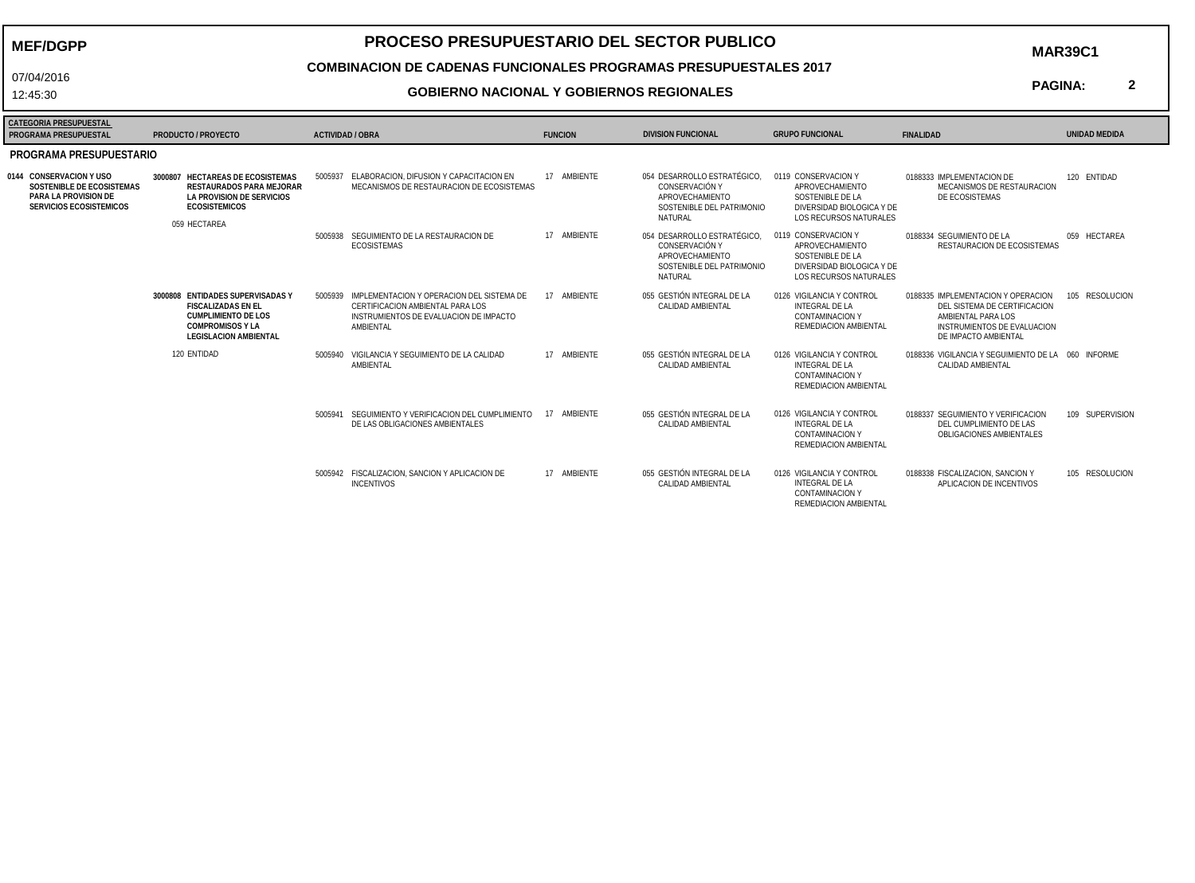# PROCESO PRESUPUESTARIO DEL SECTOR PUBLICO

**MEF/DGPP**

07/04/2016

12:45:30

**MAR39C1**

## COMBINACION DE CADENAS FUNCIONALES PROGRAMAS PRESUPUESTALES 2017

## GOBIERNO NACIONAL Y GOBIERNOS REGIONALES

| CATEGORIA PRESUPUESTAL PROGRAMA PRESUPUESTAL | PRODUCTO / PROYECTO | ACTIVIDAD / OBRA | FUNCION | DIVISION FUNCIONAL | GRUPO FUNCIONAL | FINALIDAD | UNIDAD MEDIDA |
|---|---|---|---|---|---|---|---|
| **PROGRAMA PRESUPUESTARIO** | | | | | | | |
| **0144 CONSERVACION Y USO SOSTENIBLE DE ECOSISTEMAS PARA LA PROVISION DE SERVICIOS ECOSISTEMICOS** | **3000807 HECTAREAS DE ECOSISTEMAS RESTAURADOS PARA MEJORAR LA PROVISION DE SERVICIOS ECOSISTEMICOS** 059 HECTAREA | 5005937 ELABORACION, DIFUSION Y CAPACITACION EN MECANISMOS DE RESTAURACION DE ECOSISTEMAS | 17 AMBIENTE | 054 DESARROLLO ESTRATÉGICO, CONSERVACIÓN Y APROVECHAMIENTO SOSTENIBLE DEL PATRIMONIO NATURAL | 0119 CONSERVACION Y APROVECHAMIENTO SOSTENIBLE DE LA DIVERSIDAD BIOLOGICA Y DE LOS RECURSOS NATURALES | 0188333 IMPLEMENTACION DE MECANISMOS DE RESTAURACION DE ECOSISTEMAS | 120 ENTIDAD |
| | | 5005938 SEGUIMIENTO DE LA RESTAURACION DE ECOSISTEMAS | 17 AMBIENTE | 054 DESARROLLO ESTRATÉGICO, CONSERVACIÓN Y APROVECHAMIENTO SOSTENIBLE DEL PATRIMONIO NATURAL | 0119 CONSERVACION Y APROVECHAMIENTO SOSTENIBLE DE LA DIVERSIDAD BIOLOGICA Y DE LOS RECURSOS NATURALES | 0188334 SEGUIMIENTO DE LA RESTAURACION DE ECOSISTEMAS | 059 HECTAREA |
| | **3000808 ENTIDADES SUPERVISADAS Y FISCALIZADAS EN EL CUMPLIMIENTO DE LOS COMPROMISOS Y LA LEGISLACION AMBIENTAL** 120 ENTIDAD | 5005939 IMPLEMENTACION Y OPERACION DEL SISTEMA DE CERTIFICACION AMBIENTAL PARA LOS INSTRUMIENTOS DE EVALUACION DE IMPACTO AMBIENTAL | 17 AMBIENTE | 055 GESTIÓN INTEGRAL DE LA CALIDAD AMBIENTAL | 0126 VIGILANCIA Y CONTROL INTEGRAL DE LA CONTAMINACION Y REMEDIACION AMBIENTAL | 0188335 IMPLEMENTACION Y OPERACION DEL SISTEMA DE CERTIFICACION AMBIENTAL PARA LOS INSTRUMIENTOS DE EVALUACION DE IMPACTO AMBIENTAL | 105 RESOLUCION |
| | | 5005940 VIGILANCIA Y SEGUIMIENTO DE LA CALIDAD AMBIENTAL | 17 AMBIENTE | 055 GESTIÓN INTEGRAL DE LA CALIDAD AMBIENTAL | 0126 VIGILANCIA Y CONTROL INTEGRAL DE LA CONTAMINACION Y REMEDIACION AMBIENTAL | 0188336 VIGILANCIA Y SEGUIMIENTO DE LA CALIDAD AMBIENTAL | 060 INFORME |
| | | 5005941 SEGUIMIENTO Y VERIFICACION DEL CUMPLIMIENTO DE LAS OBLIGACIONES AMBIENTALES | 17 AMBIENTE | 055 GESTIÓN INTEGRAL DE LA CALIDAD AMBIENTAL | 0126 VIGILANCIA Y CONTROL INTEGRAL DE LA CONTAMINACION Y REMEDIACION AMBIENTAL | 0188337 SEGUIMIENTO Y VERIFICACION DEL CUMPLIMIENTO DE LAS OBLIGACIONES AMBIENTALES | 109 SUPERVISION |
| | | 5005942 FISCALIZACION, SANCION Y APLICACION DE INCENTIVOS | 17 AMBIENTE | 055 GESTIÓN INTEGRAL DE LA CALIDAD AMBIENTAL | 0126 VIGILANCIA Y CONTROL INTEGRAL DE LA CONTAMINACION Y REMEDIACION AMBIENTAL | 0188338 FISCALIZACION, SANCION Y APLICACION DE INCENTIVOS | 105 RESOLUCION |